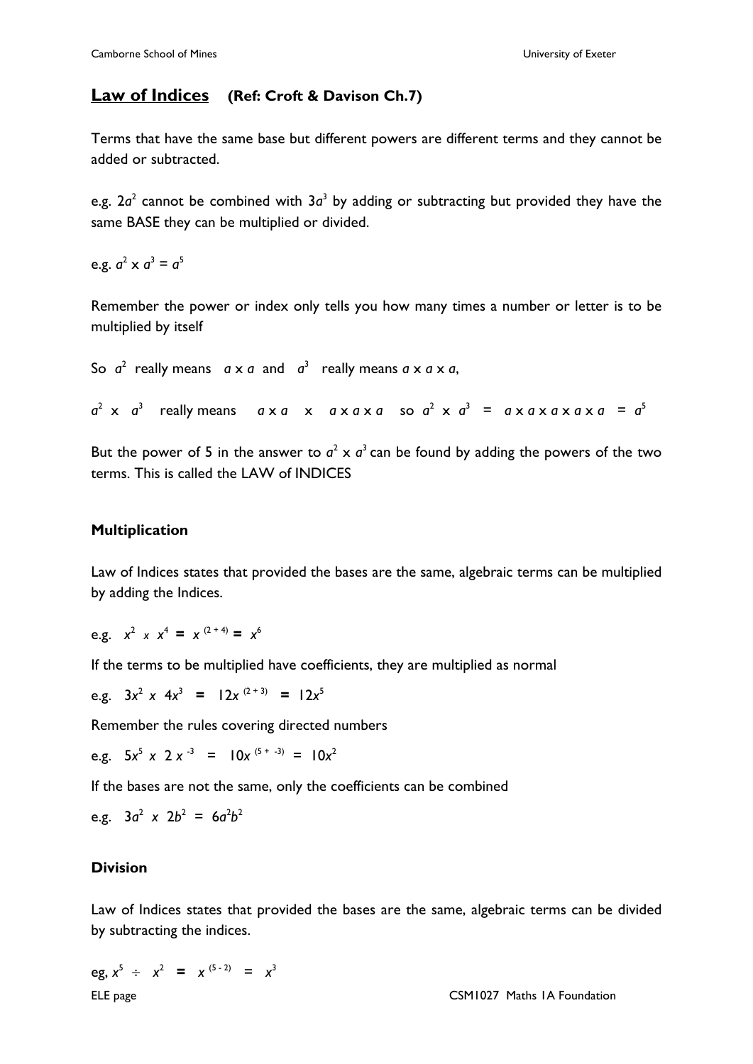## Law of Indices **(Ref: Croft & Davison Ch.7)**

Terms that have the same base but different powers are different terms and they cannot be added or subtracted.

e.g. $2a^2$ cannot be combined with $3a^3$ by adding or subtracting but provided they have the same BASE they can be multiplied or divided.

e.g. $a^2 \times a^3 = a^5$

Remember the power or index only tells you how many times a number or letter is to be multiplied by itself

So $a^2$ really means $a \times a$ and $a^3$ really means $a \times a \times a$,

$a^2 \times a^3$ really means $a \times a \quad \times \quad a \times a \times a$ so $a^2 \times a^3 = a \times a \times a \times a \times a = a^5$

But the power of 5 in the answer to $a^2 \times a^3$ can be found by adding the powers of the two terms. This is called the LAW of INDICES

### Multiplication

Law of Indices states that provided the bases are the same, algebraic terms can be multiplied by adding the Indices.

e.g. $x^2 \times x^4 = x^{(2+4)} = x^6$

If the terms to be multiplied have coefficients, they are multiplied as normal

e.g. $3x^2 \times 4x^3 = 12x^{(2+3)} = 12x^5$

Remember the rules covering directed numbers

e.g. $5x^5 \times 2x^{-3} = 10x^{(5+-3)} = 10x^2$

If the bases are not the same, only the coefficients can be combined

e.g. $3a^2 \times 2b^2 = 6a^2b^2$

### Division

Law of Indices states that provided the bases are the same, algebraic terms can be divided by subtracting the indices.

eg, $x^5 \div x^2 = x^{(5-2)} = x^3$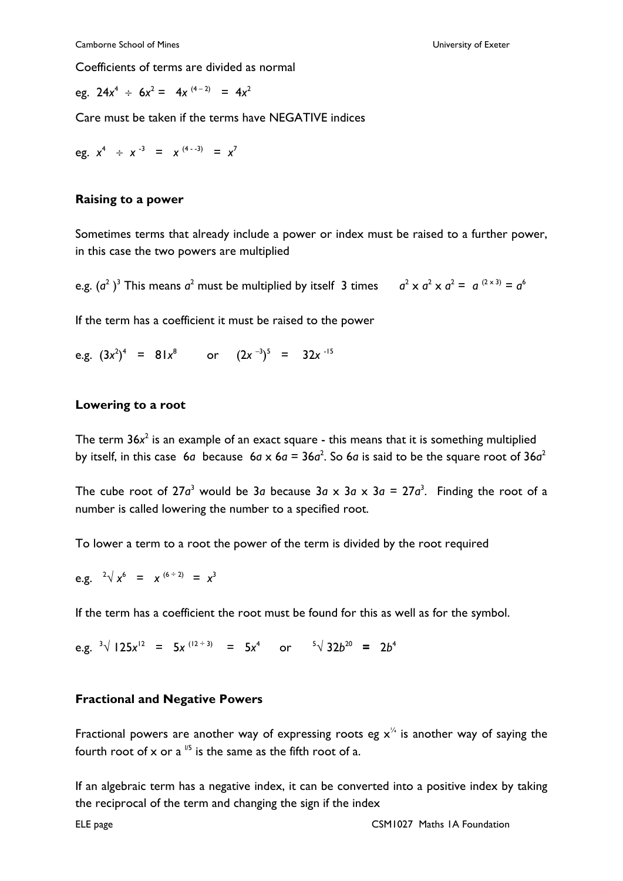Coefficients of terms are divided as normal

eg. $24x^4 \div 6x^2 = 4x^{(4-2)} = 4x^2$

Care must be taken if the terms have NEGATIVE indices

eg. $x^4 \div x^{-3} = x^{(4--3)} = x^7$

## Raising to a power

Sometimes terms that already include a power or index must be raised to a further power, in this case the two powers are multiplied

e.g. $(a^2)^3$ This means $a^2$ must be multiplied by itself 3 times $a^2 \times a^2 \times a^2 = a^{(2 \times 3)} = a^6$

If the term has a coefficient it must be raised to the power

e.g. $(3x^2)^4 = 81x^8$ or $(2x^{-3})^5 = 32x^{-15}$

## Lowering to a root

The term $36x^2$ is an example of an exact square - this means that it is something multiplied by itself, in this case $6a$ because $6a \times 6a = 36a^2$. So $6a$ is said to be the square root of $36a^2$

The cube root of $27a^3$ would be $3a$ because $3a \times 3a \times 3a = 27a^3$. Finding the root of a number is called lowering the number to a specified root.

To lower a term to a root the power of the term is divided by the root required

e.g. $\sqrt[2]{x^6} = x^{(6 \div 2)} = x^3$

If the term has a coefficient the root must be found for this as well as for the symbol.

e.g. $\sqrt[3]{125x^{12}} = 5x^{(12 \div 3)} = 5x^4$ or $\sqrt[5]{32b^{20}} = 2b^4$

## Fractional and Negative Powers

Fractional powers are another way of expressing roots eg $x^{1/4}$ is another way of saying the fourth root of x or $a^{1/5}$ is the same as the fifth root of a.

If an algebraic term has a negative index, it can be converted into a positive index by taking the reciprocal of the term and changing the sign if the index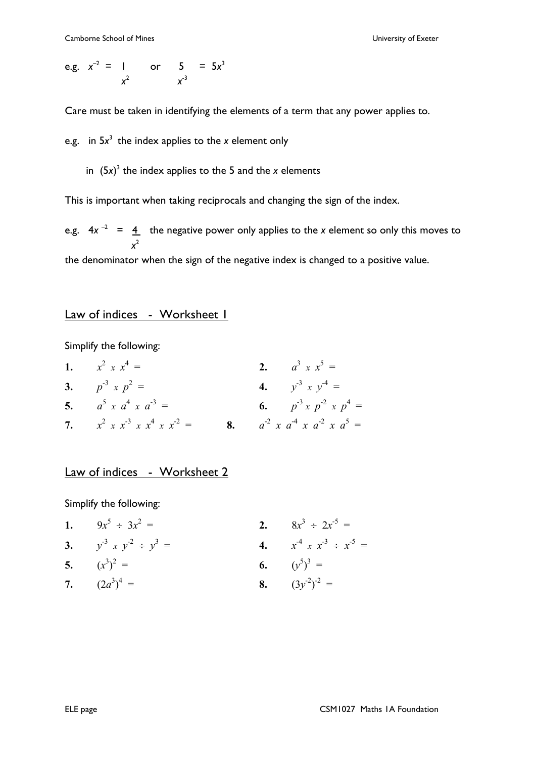e.g. $x^{-2} = \frac{1}{x^2}$ or $\frac{5}{x^{-3}} = 5x^3$

Care must be taken in identifying the elements of a term that any power applies to.

e.g. in $5x^3$ the index applies to the $x$ element only

in $(5x)^3$ the index applies to the 5 and the $x$ elements

This is important when taking reciprocals and changing the sign of the index.

e.g. $4x^{-2} = \frac{4}{x^2}$ the negative power only applies to the $x$ element so only this moves to the denominator when the sign of the negative index is changed to a positive value.

## Law of indices - Worksheet 1

Simplify the following:

**1.** $x^2 \times x^4 =$

**2.** $a^3 \times x^5 =$

**3.** $p^{-3} \times p^2 =$

**4.** $y^{-3} \times y^{-4} =$

**5.** $a^5 \times a^4 \times a^{-3} =$

**6.** $p^{-3} \times p^{-2} \times p^4 =$

**7.** $x^2 \times x^{-3} \times x^4 \times x^{-2} =$

**8.** $a^{-2} \times a^{-4} \times a^{-2} \times a^5 =$

## Law of indices - Worksheet 2

Simplify the following:

**1.** $9x^5 \div 3x^2 =$

**2.** $8x^3 \div 2x^{-5} =$

**3.** $y^{-3} \times y^{-2} \div y^3 =$

**4.** $x^{-4} \times x^{-3} \div x^{-5} =$

**5.** $(x^3)^2 =$

**6.** $(y^5)^3 =$

**7.** $(2a^3)^4 =$

**8.** $(3y^{-2})^{-2} =$